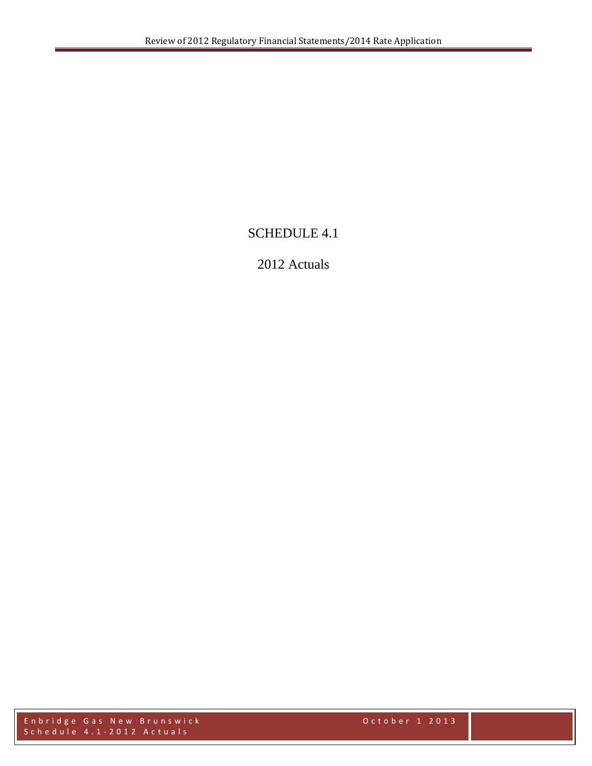# SCHEDULE 4.1

## 2012 Actuals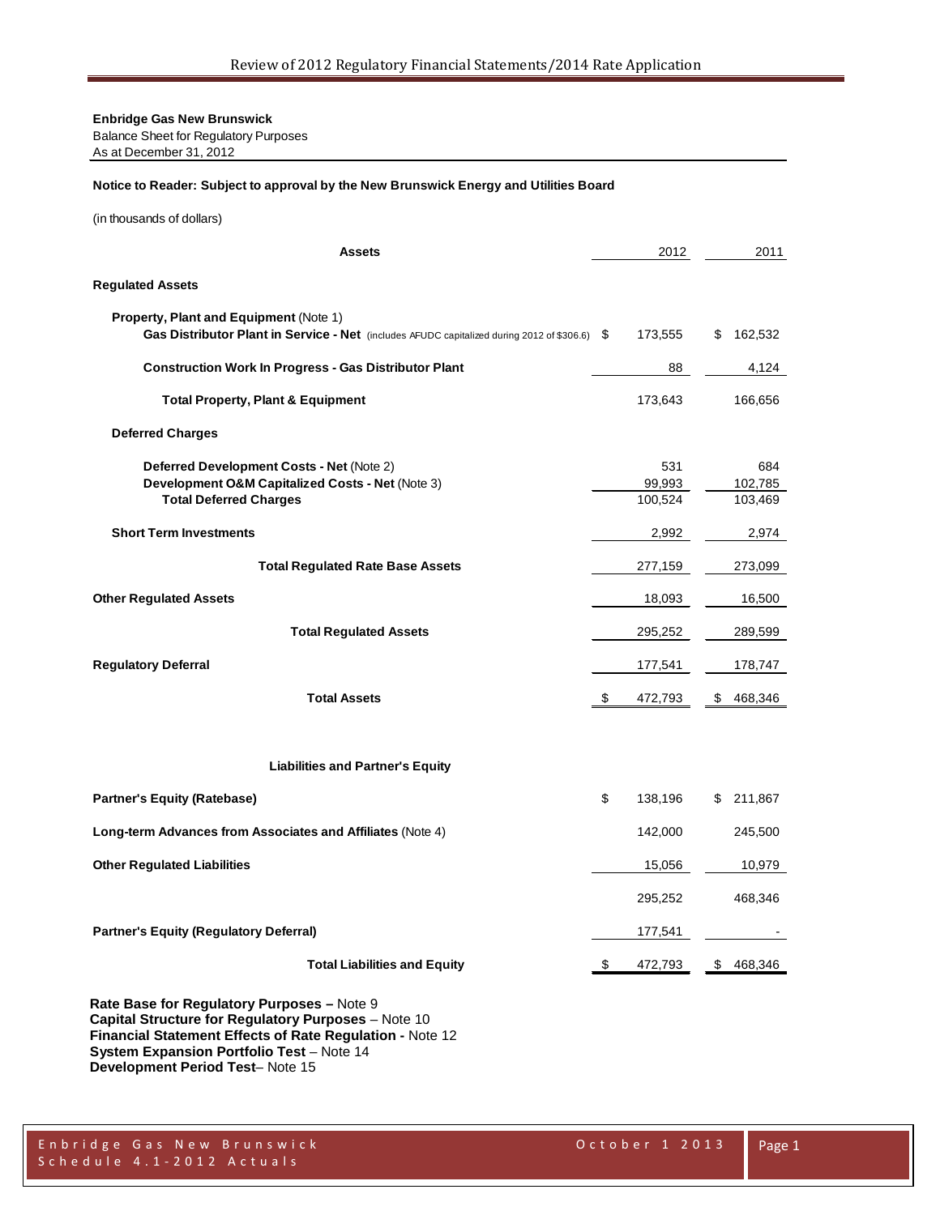**Enbridge Gas New Brunswick**
Balance Sheet for Regulatory Purposes
As at December 31, 2012

**Notice to Reader: Subject to approval by the New Brunswick Energy and Utilities Board**

(in thousands of dollars)

| **Assets** | 2012 | 2011 |
|---|---|---|
| **Regulated Assets** | | |
| **Property, Plant and Equipment** (Note 1) | | |
| **Gas Distributor Plant in Service - Net** (includes AFUDC capitalized during 2012 of $306.6) | $ 173,555 | $ 162,532 |
| **Construction Work In Progress - Gas Distributor Plant** | 88 | 4,124 |
| **Total Property, Plant & Equipment** | 173,643 | 166,656 |
| **Deferred Charges** | | |
| **Deferred Development Costs - Net** (Note 2) | 531 | 684 |
| **Development O&M Capitalized Costs - Net** (Note 3) | 99,993 | 102,785 |
| **Total Deferred Charges** | 100,524 | 103,469 |
| **Short Term Investments** | 2,992 | 2,974 |
| **Total Regulated Rate Base Assets** | 277,159 | 273,099 |
| **Other Regulated Assets** | 18,093 | 16,500 |
| **Total Regulated Assets** | 295,252 | 289,599 |
| **Regulatory Deferral** | 177,541 | 178,747 |
| **Total Assets** | $ 472,793 | $ 468,346 |

| **Liabilities and Partner's Equity** | 2012 | 2011 |
|---|---|---|
| **Partner's Equity (Ratebase)** | $ 138,196 | $ 211,867 |
| **Long-term Advances from Associates and Affiliates** (Note 4) | 142,000 | 245,500 |
| **Other Regulated Liabilities** | 15,056 | 10,979 |
| | 295,252 | 468,346 |
| **Partner's Equity (Regulatory Deferral)** | 177,541 | - |
| **Total Liabilities and Equity** | $ 472,793 | $ 468,346 |

**Rate Base for Regulatory Purposes –** Note 9
**Capital Structure for Regulatory Purposes** – Note 10
**Financial Statement Effects of Rate Regulation -** Note 12
**System Expansion Portfolio Test** – Note 14
**Development Period Test**– Note 15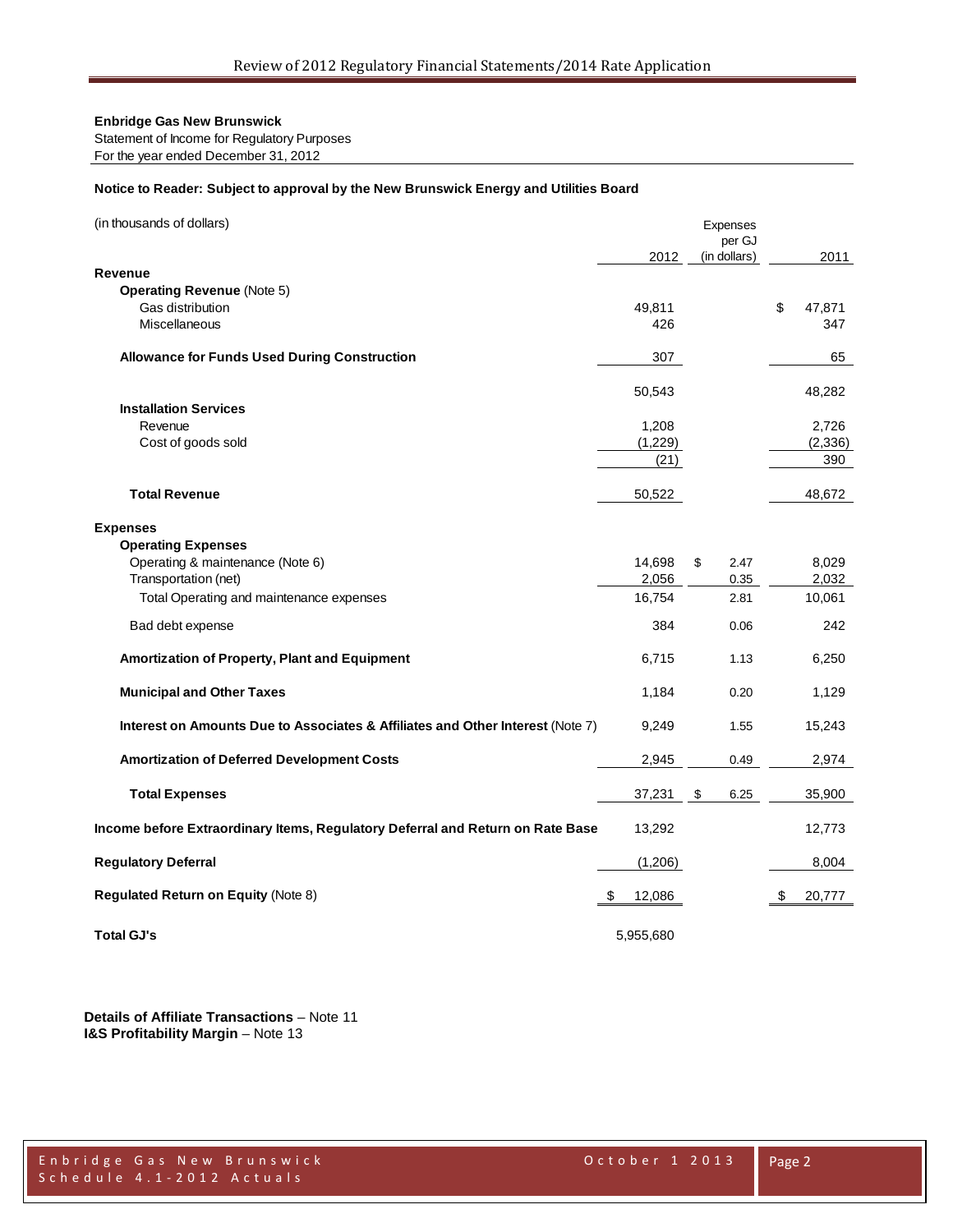**Enbridge Gas New Brunswick**

Statement of Income for Regulatory Purposes

For the year ended December 31, 2012

**Notice to Reader: Subject to approval by the New Brunswick Energy and Utilities Board**

| (in thousands of dollars) | 2012 | Expenses per GJ (in dollars) | 2011 |
|---|---|---|---|
| **Revenue** | | | |
| **Operating Revenue** (Note 5) | | | |
| Gas distribution | 49,811 | | $ 47,871 |
| Miscellaneous | 426 | | 347 |
| **Allowance for Funds Used During Construction** | 307 | | 65 |
| | 50,543 | | 48,282 |
| **Installation Services** | | | |
| Revenue | 1,208 | | 2,726 |
| Cost of goods sold | (1,229) | | (2,336) |
| | (21) | | 390 |
| **Total Revenue** | 50,522 | | 48,672 |
| **Expenses** | | | |
| **Operating Expenses** | | | |
| Operating & maintenance (Note 6) | 14,698 | $ 2.47 | 8,029 |
| Transportation (net) | 2,056 | 0.35 | 2,032 |
| Total Operating and maintenance expenses | 16,754 | 2.81 | 10,061 |
| Bad debt expense | 384 | 0.06 | 242 |
| **Amortization of Property, Plant and Equipment** | 6,715 | 1.13 | 6,250 |
| **Municipal and Other Taxes** | 1,184 | 0.20 | 1,129 |
| **Interest on Amounts Due to Associates & Affiliates and Other Interest** (Note 7) | 9,249 | 1.55 | 15,243 |
| **Amortization of Deferred Development Costs** | 2,945 | 0.49 | 2,974 |
| **Total Expenses** | 37,231 | $ 6.25 | 35,900 |
| **Income before Extraordinary Items, Regulatory Deferral and Return on Rate Base** | 13,292 | | 12,773 |
| **Regulatory Deferral** | (1,206) | | 8,004 |
| **Regulated Return on Equity** (Note 8) | $ 12,086 | | $ 20,777 |
| **Total GJ's** | 5,955,680 | | |

**Details of Affiliate Transactions** – Note 11

**I&S Profitability Margin** – Note 13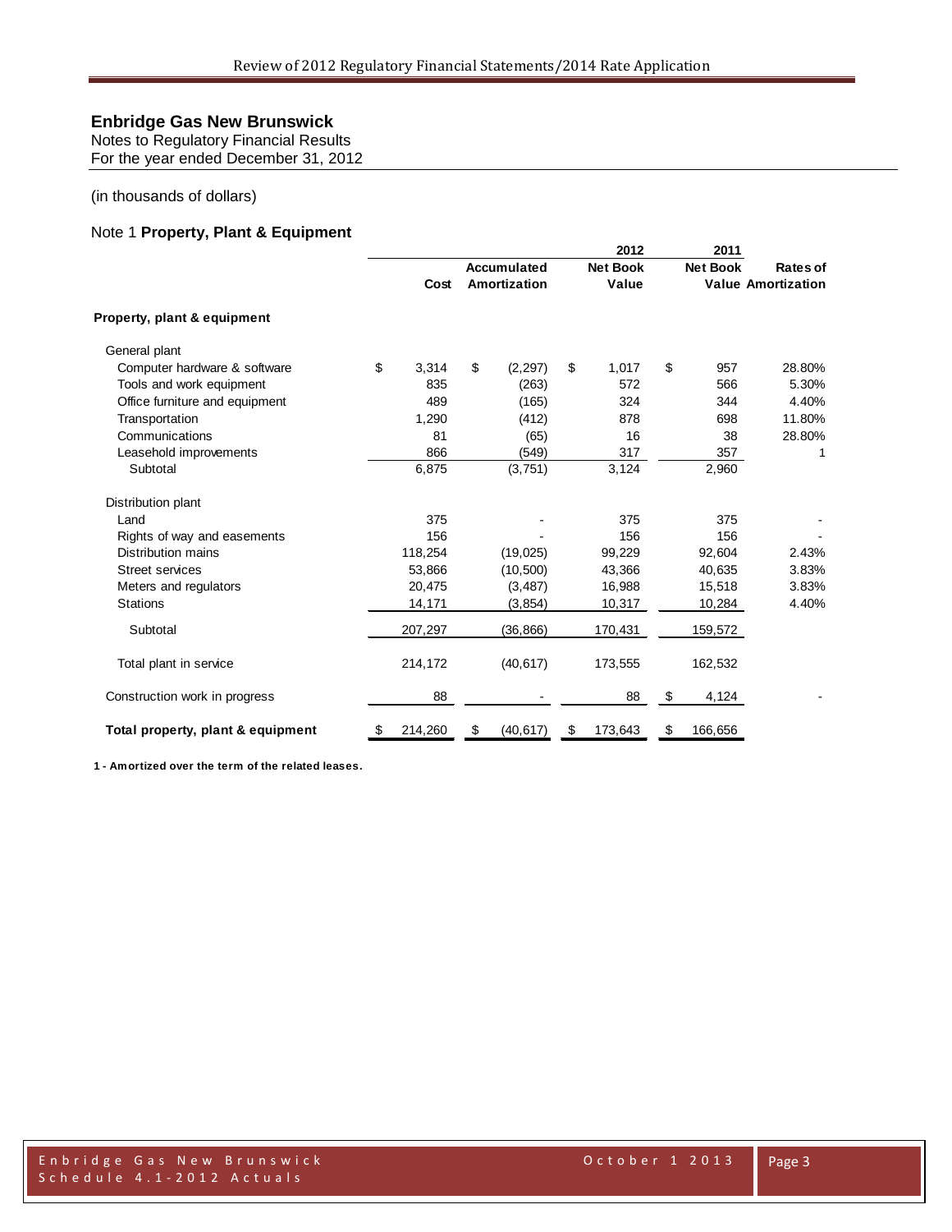# Enbridge Gas New Brunswick

Notes to Regulatory Financial Results
For the year ended December 31, 2012

(in thousands of dollars)

## Note 1 **Property, Plant & Equipment**

| | Cost | Accumulated Amortization | 2012 Net Book Value | 2011 Net Book Value | Rates of Amortization |
|---|---|---|---|---|---|
| **Property, plant & equipment** | | | | | |
| General plant | | | | | |
| Computer hardware & software | $ 3,314 | $ (2,297) | $ 1,017 | $ 957 | 28.80% |
| Tools and work equipment | 835 | (263) | 572 | 566 | 5.30% |
| Office furniture and equipment | 489 | (165) | 324 | 344 | 4.40% |
| Transportation | 1,290 | (412) | 878 | 698 | 11.80% |
| Communications | 81 | (65) | 16 | 38 | 28.80% |
| Leasehold improvements | 866 | (549) | 317 | 357 | 1 |
| Subtotal | 6,875 | (3,751) | 3,124 | 2,960 | |
| Distribution plant | | | | | |
| Land | 375 | - | 375 | 375 | - |
| Rights of way and easements | 156 | - | 156 | 156 | - |
| Distribution mains | 118,254 | (19,025) | 99,229 | 92,604 | 2.43% |
| Street services | 53,866 | (10,500) | 43,366 | 40,635 | 3.83% |
| Meters and regulators | 20,475 | (3,487) | 16,988 | 15,518 | 3.83% |
| Stations | 14,171 | (3,854) | 10,317 | 10,284 | 4.40% |
| Subtotal | 207,297 | (36,866) | 170,431 | 159,572 | |
| Total plant in service | 214,172 | (40,617) | 173,555 | 162,532 | |
| Construction work in progress | 88 | - | 88 | $ 4,124 | - |
| **Total property, plant & equipment** | $ 214,260 | $ (40,617) | $ 173,643 | $ 166,656 | |

**1 - Amortized over the term of the related leases.**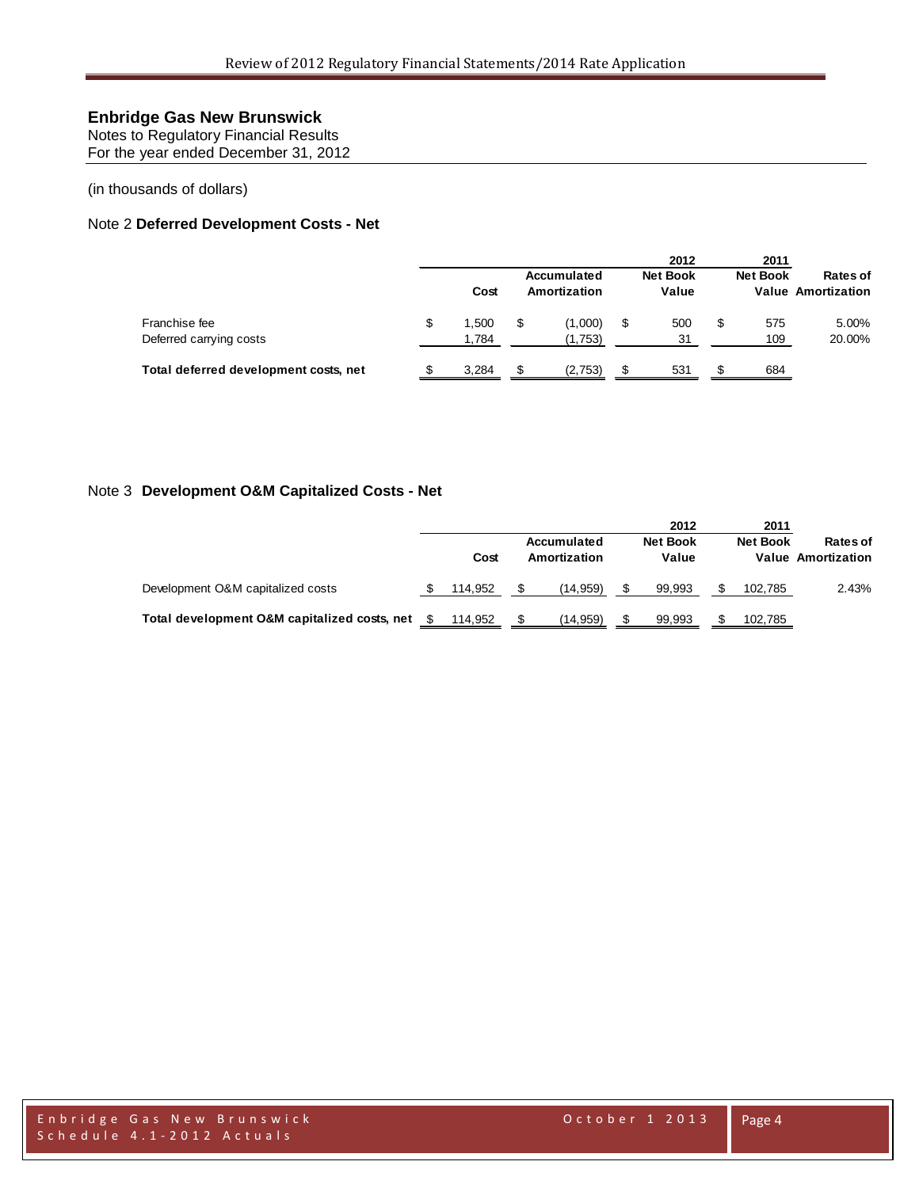# Enbridge Gas New Brunswick

Notes to Regulatory Financial Results
For the year ended December 31, 2012

(in thousands of dollars)

## Note 2 **Deferred Development Costs - Net**

| | Cost | Accumulated Amortization | 2012 Net Book Value | 2011 Net Book Value | Rates of Amortization |
|---|---|---|---|---|---|
| Franchise fee | $ 1,500 | $ (1,000) | $ 500 | $ 575 | 5.00% |
| Deferred carrying costs | 1,784 | (1,753) | 31 | 109 | 20.00% |
| **Total deferred development costs, net** | $ 3,284 | $ (2,753) | $ 531 | $ 684 | |

## Note 3 **Development O&M Capitalized Costs - Net**

| | Cost | Accumulated Amortization | 2012 Net Book Value | 2011 Net Book Value | Rates of Amortization |
|---|---|---|---|---|---|
| Development O&M capitalized costs | $ 114,952 | $ (14,959) | $ 99,993 | $ 102,785 | 2.43% |
| **Total development O&M capitalized costs, net** | $ 114,952 | $ (14,959) | $ 99,993 | $ 102,785 | |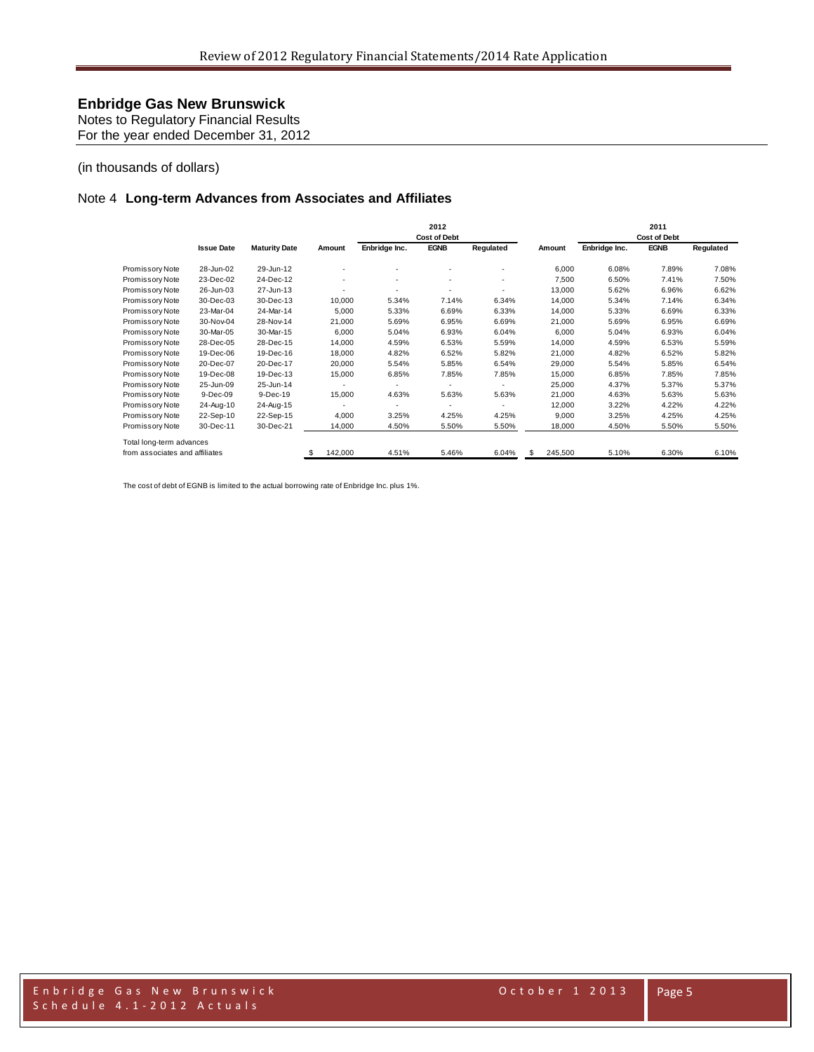# Enbridge Gas New Brunswick

Notes to Regulatory Financial Results
For the year ended December 31, 2012

(in thousands of dollars)

## Note 4 Long-term Advances from Associates and Affiliates

| | Issue Date | Maturity Date | 2012 Amount | 2012 Cost of Debt Enbridge Inc. | 2012 Cost of Debt EGNB | 2012 Cost of Debt Regulated | 2011 Amount | 2011 Cost of Debt Enbridge Inc. | 2011 Cost of Debt EGNB | 2011 Cost of Debt Regulated |
|---|---|---|---|---|---|---|---|---|---|---|
| Promissory Note | 28-Jun-02 | 29-Jun-12 | - | - | - | - | 6,000 | 6.08% | 7.89% | 7.08% |
| Promissory Note | 23-Dec-02 | 24-Dec-12 | - | - | - | - | 7,500 | 6.50% | 7.41% | 7.50% |
| Promissory Note | 26-Jun-03 | 27-Jun-13 | - | - | - | - | 13,000 | 5.62% | 6.96% | 6.62% |
| Promissory Note | 30-Dec-03 | 30-Dec-13 | 10,000 | 5.34% | 7.14% | 6.34% | 14,000 | 5.34% | 7.14% | 6.34% |
| Promissory Note | 23-Mar-04 | 24-Mar-14 | 5,000 | 5.33% | 6.69% | 6.33% | 14,000 | 5.33% | 6.69% | 6.33% |
| Promissory Note | 30-Nov-04 | 28-Nov-14 | 21,000 | 5.69% | 6.95% | 6.69% | 21,000 | 5.69% | 6.95% | 6.69% |
| Promissory Note | 30-Mar-05 | 30-Mar-15 | 6,000 | 5.04% | 6.93% | 6.04% | 6,000 | 5.04% | 6.93% | 6.04% |
| Promissory Note | 28-Dec-05 | 28-Dec-15 | 14,000 | 4.59% | 6.53% | 5.59% | 14,000 | 4.59% | 6.53% | 5.59% |
| Promissory Note | 19-Dec-06 | 19-Dec-16 | 18,000 | 4.82% | 6.52% | 5.82% | 21,000 | 4.82% | 6.52% | 5.82% |
| Promissory Note | 20-Dec-07 | 20-Dec-17 | 20,000 | 5.54% | 5.85% | 6.54% | 29,000 | 5.54% | 5.85% | 6.54% |
| Promissory Note | 19-Dec-08 | 19-Dec-13 | 15,000 | 6.85% | 7.85% | 7.85% | 15,000 | 6.85% | 7.85% | 7.85% |
| Promissory Note | 25-Jun-09 | 25-Jun-14 | - | - | - | - | 25,000 | 4.37% | 5.37% | 5.37% |
| Promissory Note | 9-Dec-09 | 9-Dec-19 | 15,000 | 4.63% | 5.63% | 5.63% | 21,000 | 4.63% | 5.63% | 5.63% |
| Promissory Note | 24-Aug-10 | 24-Aug-15 | - | - | - | - | 12,000 | 3.22% | 4.22% | 4.22% |
| Promissory Note | 22-Sep-10 | 22-Sep-15 | 4,000 | 3.25% | 4.25% | 4.25% | 9,000 | 3.25% | 4.25% | 4.25% |
| Promissory Note | 30-Dec-11 | 30-Dec-21 | 14,000 | 4.50% | 5.50% | 5.50% | 18,000 | 4.50% | 5.50% | 5.50% |
| Total long-term advances from associates and affiliates | | | $ 142,000 | 4.51% | 5.46% | 6.04% | $ 245,500 | 5.10% | 6.30% | 6.10% |

The cost of debt of EGNB is limited to the actual borrowing rate of Enbridge Inc. plus 1%.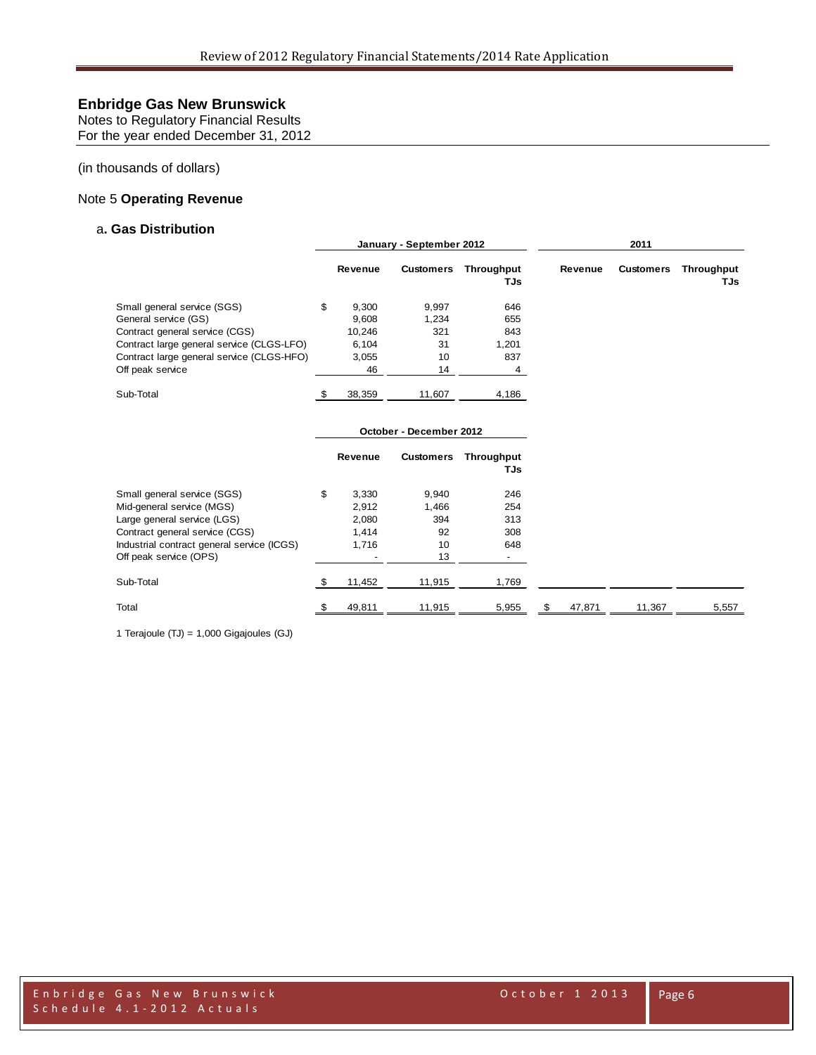# Enbridge Gas New Brunswick

Notes to Regulatory Financial Results
For the year ended December 31, 2012

(in thousands of dollars)

## Note 5 **Operating Revenue**

### a. Gas Distribution

| | January - September 2012 | | | 2011 | | |
|---|---|---|---|---|---|---|
| | Revenue | Customers | Throughput TJs | Revenue | Customers | Throughput TJs |
| Small general service (SGS) | $ 9,300 | 9,997 | 646 | | | |
| General service (GS) | 9,608 | 1,234 | 655 | | | |
| Contract general service (CGS) | 10,246 | 321 | 843 | | | |
| Contract large general service (CLGS-LFO) | 6,104 | 31 | 1,201 | | | |
| Contract large general service (CLGS-HFO) | 3,055 | 10 | 837 | | | |
| Off peak service | 46 | 14 | 4 | | | |
| Sub-Total | $ 38,359 | 11,607 | 4,186 | | | |
| | **October - December 2012** | | | | | |
| | Revenue | Customers | Throughput TJs | | | |
| Small general service (SGS) | $ 3,330 | 9,940 | 246 | | | |
| Mid-general service (MGS) | 2,912 | 1,466 | 254 | | | |
| Large general service (LGS) | 2,080 | 394 | 313 | | | |
| Contract general service (CGS) | 1,414 | 92 | 308 | | | |
| Industrial contract general service (ICGS) | 1,716 | 10 | 648 | | | |
| Off peak service (OPS) | - | 13 | - | | | |
| Sub-Total | $ 11,452 | 11,915 | 1,769 | | | |
| Total | $ 49,811 | 11,915 | 5,955 | $ 47,871 | 11,367 | 5,557 |

1 Terajoule (TJ) = 1,000 Gigajoules (GJ)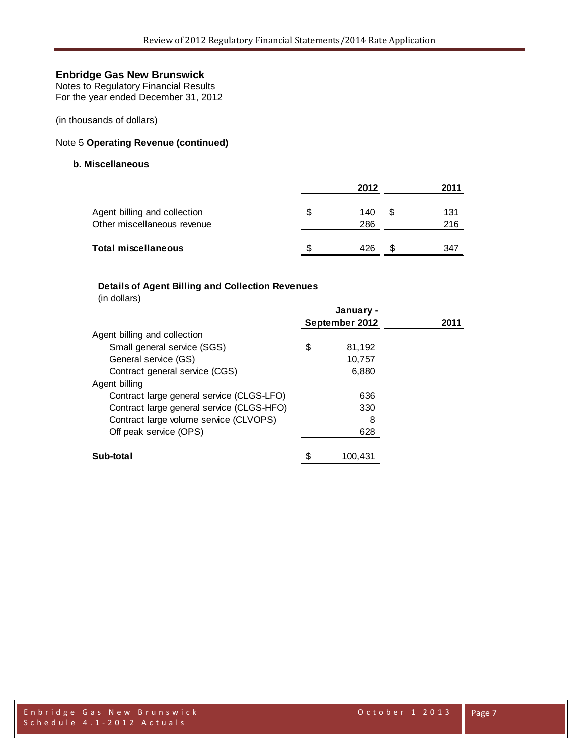**Enbridge Gas New Brunswick**
Notes to Regulatory Financial Results
For the year ended December 31, 2012

(in thousands of dollars)

Note 5 **Operating Revenue (continued)**

**b. Miscellaneous**

| | 2012 | 2011 |
|---|---|---|
| Agent billing and collection | $ 140 | $ 131 |
| Other miscellaneous revenue | 286 | 216 |
| **Total miscellaneous** | $ 426 | $ 347 |

**Details of Agent Billing and Collection Revenues**
(in dollars)

| | January - September 2012 | 2011 |
|---|---|---|
| Agent billing and collection | | |
| Small general service (SGS) | $ 81,192 | |
| General service (GS) | 10,757 | |
| Contract general service (CGS) | 6,880 | |
| Agent billing | | |
| Contract large general service (CLGS-LFO) | 636 | |
| Contract large general service (CLGS-HFO) | 330 | |
| Contract large volume service (CLVOPS) | 8 | |
| Off peak service (OPS) | 628 | |
| **Sub-total** | $ 100,431 | |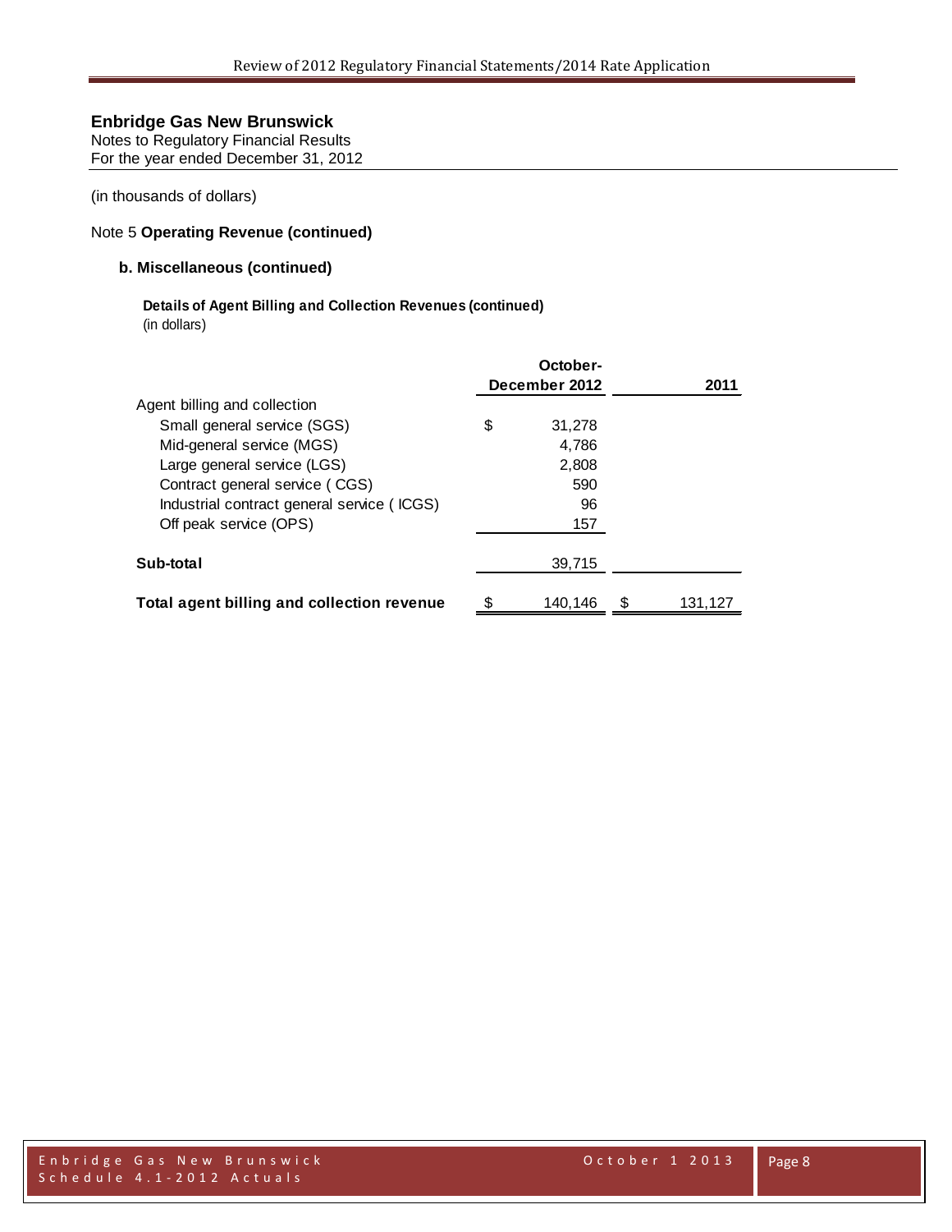**Enbridge Gas New Brunswick**
Notes to Regulatory Financial Results
For the year ended December 31, 2012

(in thousands of dollars)

Note 5 **Operating Revenue (continued)**

**b. Miscellaneous (continued)**

**Details of Agent Billing and Collection Revenues (continued)**
(in dollars)

| | October-December 2012 | 2011 |
|---|---|---|
| Agent billing and collection | | |
| Small general service (SGS) | $ 31,278 | |
| Mid-general service (MGS) | 4,786 | |
| Large general service (LGS) | 2,808 | |
| Contract general service ( CGS) | 590 | |
| Industrial contract general service ( ICGS) | 96 | |
| Off peak service (OPS) | 157 | |
| **Sub-total** | 39,715 | |
| **Total agent billing and collection revenue** | $ 140,146 | $ 131,127 |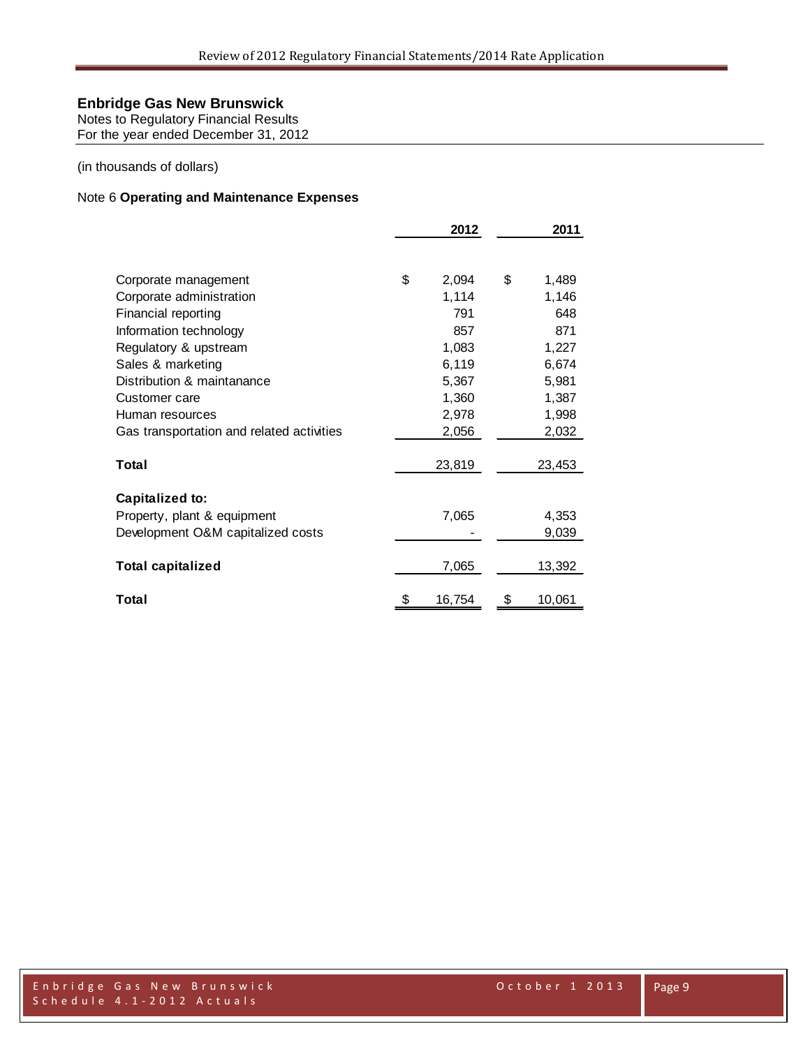**Enbridge Gas New Brunswick**
Notes to Regulatory Financial Results
For the year ended December 31, 2012

(in thousands of dollars)

Note 6 **Operating and Maintenance Expenses**

| | 2012 | 2011 |
|---|---|---|
| Corporate management | $ 2,094 | $ 1,489 |
| Corporate administration | 1,114 | 1,146 |
| Financial reporting | 791 | 648 |
| Information technology | 857 | 871 |
| Regulatory & upstream | 1,083 | 1,227 |
| Sales & marketing | 6,119 | 6,674 |
| Distribution & maintanance | 5,367 | 5,981 |
| Customer care | 1,360 | 1,387 |
| Human resources | 2,978 | 1,998 |
| Gas transportation and related activities | 2,056 | 2,032 |
| **Total** | 23,819 | 23,453 |
| **Capitalized to:** | | |
| Property, plant & equipment | 7,065 | 4,353 |
| Development O&M capitalized costs | - | 9,039 |
| **Total capitalized** | 7,065 | 13,392 |
| **Total** | $ 16,754 | $ 10,061 |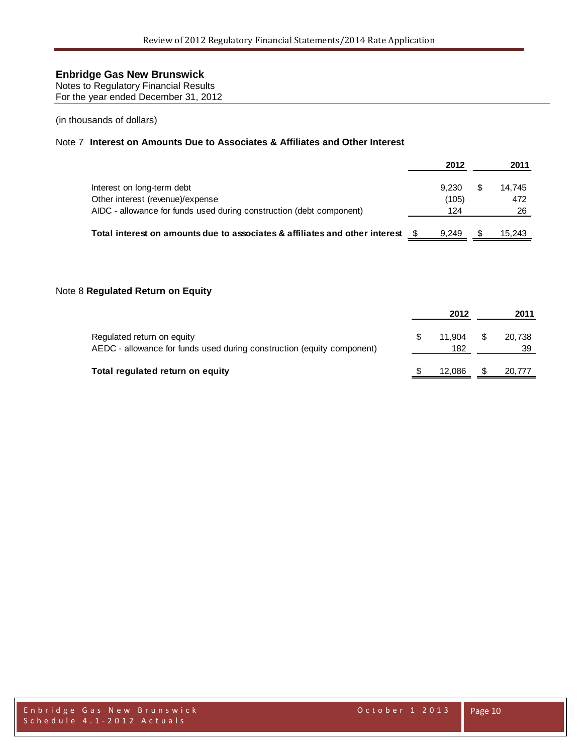# Enbridge Gas New Brunswick

Notes to Regulatory Financial Results
For the year ended December 31, 2012

(in thousands of dollars)

## Note 7 **Interest on Amounts Due to Associates & Affiliates and Other Interest**

| | 2012 | 2011 |
|---|---|---|
| Interest on long-term debt | 9,230 | $ 14,745 |
| Other interest (revenue)/expense | (105) | 472 |
| AIDC - allowance for funds used during construction (debt component) | 124 | 26 |
| **Total interest on amounts due to associates & affiliates and other interest** | $ 9,249 | $ 15,243 |

## Note 8 **Regulated Return on Equity**

| | 2012 | 2011 |
|---|---|---|
| Regulated return on equity | $ 11,904 | $ 20,738 |
| AEDC - allowance for funds used during construction (equity component) | 182 | 39 |
| **Total regulated return on equity** | $ 12,086 | $ 20,777 |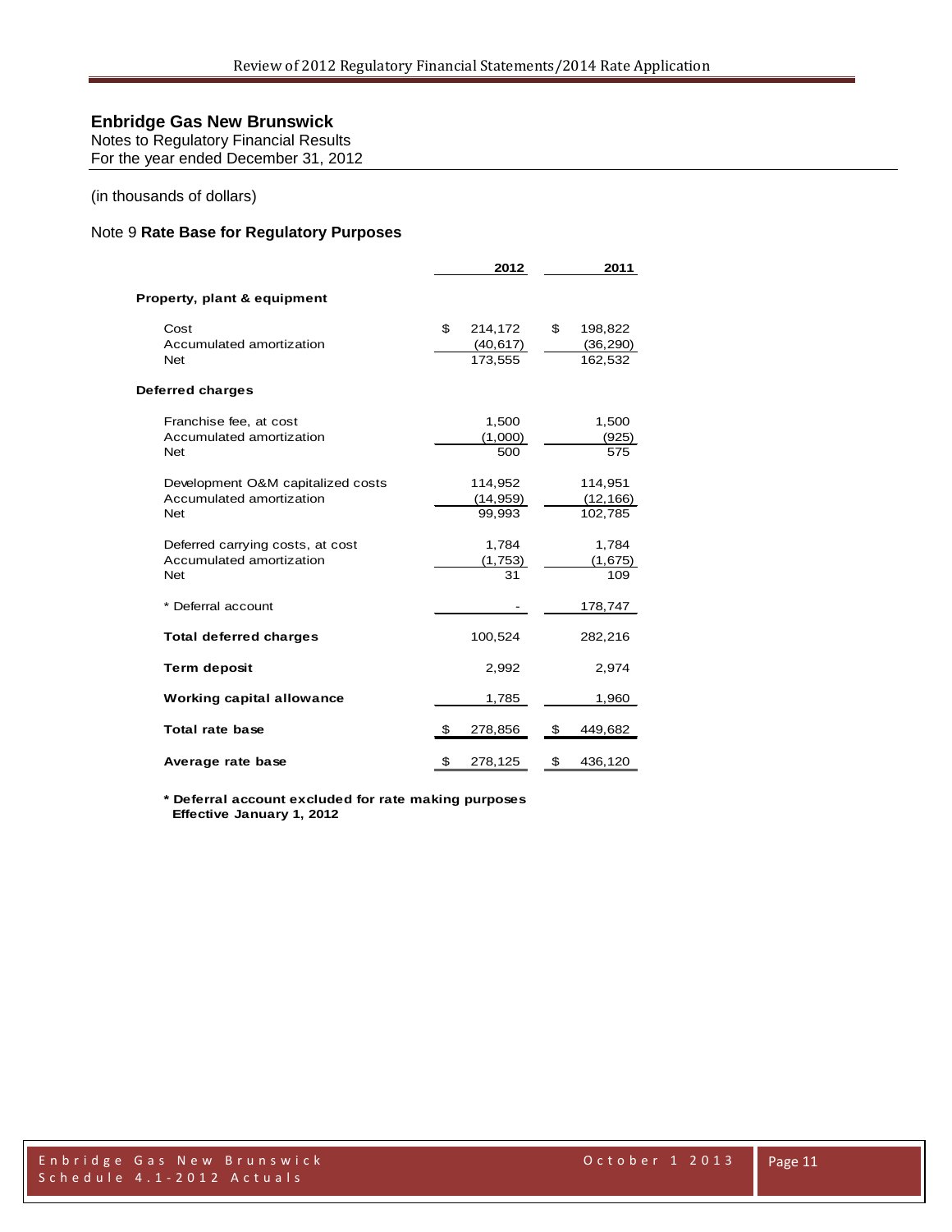**Enbridge Gas New Brunswick**
Notes to Regulatory Financial Results
For the year ended December 31, 2012

(in thousands of dollars)

Note 9 **Rate Base for Regulatory Purposes**

| | 2012 | 2011 |
|---|---|---|
| **Property, plant & equipment** | | |
| Cost | $ 214,172 | $ 198,822 |
| Accumulated amortization | (40,617) | (36,290) |
| Net | 173,555 | 162,532 |
| **Deferred charges** | | |
| Franchise fee, at cost | 1,500 | 1,500 |
| Accumulated amortization | (1,000) | (925) |
| Net | 500 | 575 |
| Development O&M capitalized costs | 114,952 | 114,951 |
| Accumulated amortization | (14,959) | (12,166) |
| Net | 99,993 | 102,785 |
| Deferred carrying costs, at cost | 1,784 | 1,784 |
| Accumulated amortization | (1,753) | (1,675) |
| Net | 31 | 109 |
| * Deferral account | - | 178,747 |
| **Total deferred charges** | 100,524 | 282,216 |
| **Term deposit** | 2,992 | 2,974 |
| **Working capital allowance** | 1,785 | 1,960 |
| **Total rate base** | $ 278,856 | $ 449,682 |
| **Average rate base** | $ 278,125 | $ 436,120 |

**\* Deferral account excluded for rate making purposes**
**Effective January 1, 2012**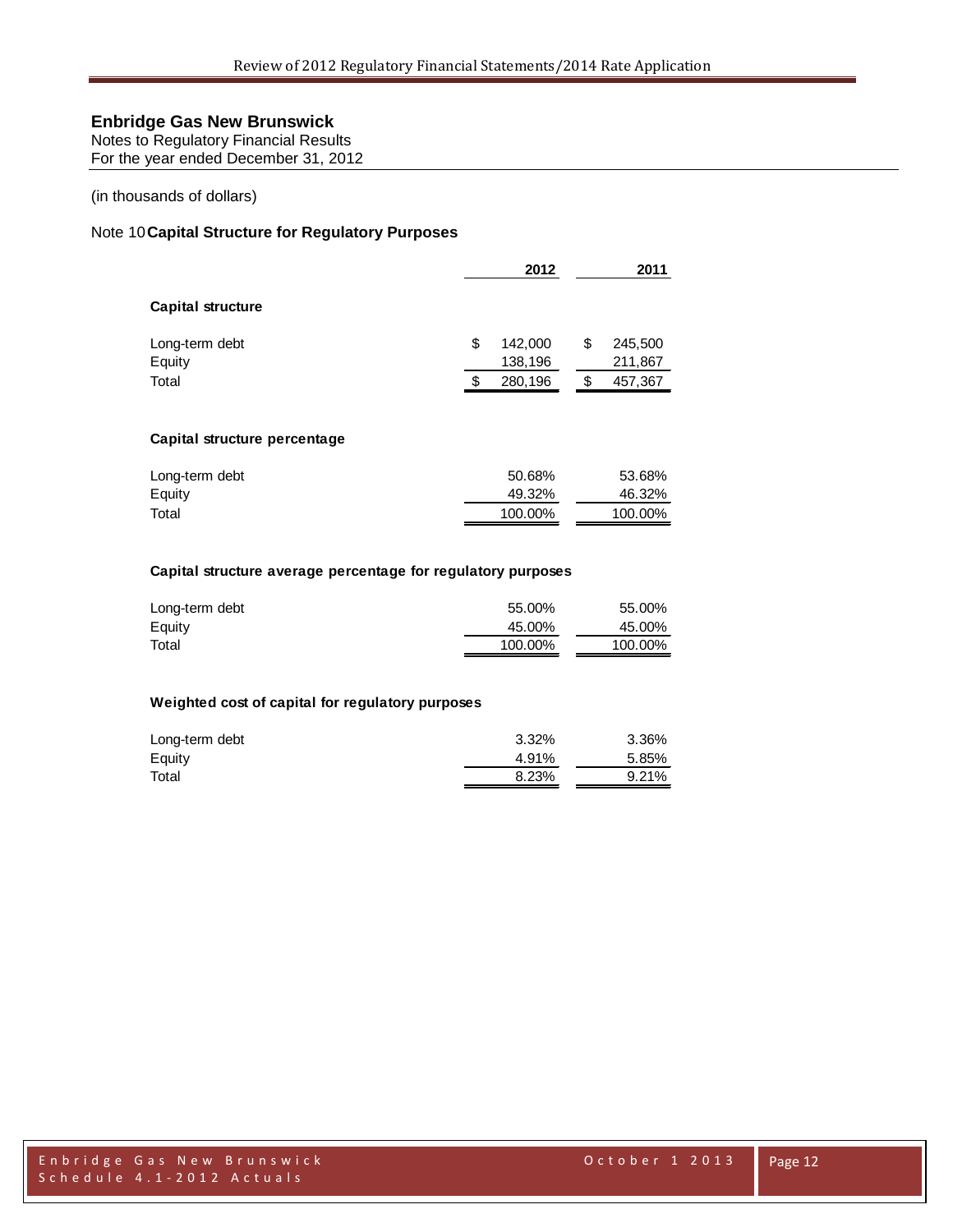## Enbridge Gas New Brunswick

Notes to Regulatory Financial Results
For the year ended December 31, 2012

(in thousands of dollars)

### Note 10 Capital Structure for Regulatory Purposes

| | 2012 | 2011 |
|---|---|---|
| **Capital structure** | | |
| Long-term debt | $ 142,000 | $ 245,500 |
| Equity | 138,196 | 211,867 |
| Total | $ 280,196 | $ 457,367 |
| **Capital structure percentage** | | |
| Long-term debt | 50.68% | 53.68% |
| Equity | 49.32% | 46.32% |
| Total | 100.00% | 100.00% |
| **Capital structure average percentage for regulatory purposes** | | |
| Long-term debt | 55.00% | 55.00% |
| Equity | 45.00% | 45.00% |
| Total | 100.00% | 100.00% |
| **Weighted cost of capital for regulatory purposes** | | |
| Long-term debt | 3.32% | 3.36% |
| Equity | 4.91% | 5.85% |
| Total | 8.23% | 9.21% |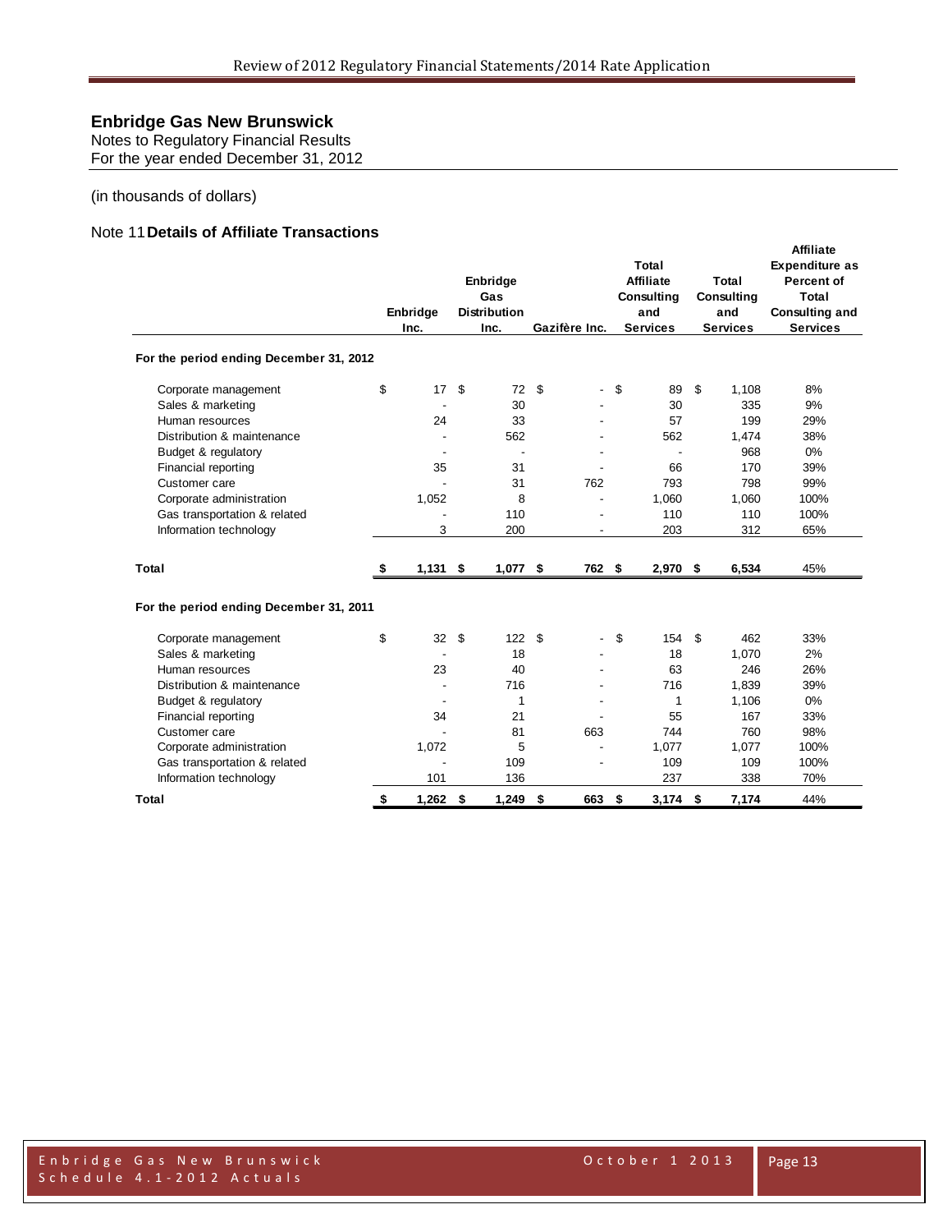## Enbridge Gas New Brunswick

Notes to Regulatory Financial Results
For the year ended December 31, 2012

(in thousands of dollars)

### Note 11 Details of Affiliate Transactions

| | Enbridge Inc. | Enbridge Gas Distribution Inc. | Gazifère Inc. | Total Affiliate Consulting and Services | Total Consulting and Services | Affiliate Expenditure as Percent of Total Consulting and Services |
|---|---|---|---|---|---|---|
| **For the period ending December 31, 2012** | | | | | | |
| Corporate management | $ 17 | $ 72 | $ - | $ 89 | $ 1,108 | 8% |
| Sales & marketing | - | 30 | - | 30 | 335 | 9% |
| Human resources | 24 | 33 | - | 57 | 199 | 29% |
| Distribution & maintenance | - | 562 | - | 562 | 1,474 | 38% |
| Budget & regulatory | - | - | - | - | 968 | 0% |
| Financial reporting | 35 | 31 | - | 66 | 170 | 39% |
| Customer care | - | 31 | 762 | 793 | 798 | 99% |
| Corporate administration | 1,052 | 8 | - | 1,060 | 1,060 | 100% |
| Gas transportation & related | - | 110 | - | 110 | 110 | 100% |
| Information technology | 3 | 200 | - | 203 | 312 | 65% |
| **Total** | **$ 1,131** | **$ 1,077** | **$ 762** | **$ 2,970** | **$ 6,534** | 45% |
| **For the period ending December 31, 2011** | | | | | | |
| Corporate management | $ 32 | $ 122 | $ - | $ 154 | $ 462 | 33% |
| Sales & marketing | - | 18 | - | 18 | 1,070 | 2% |
| Human resources | 23 | 40 | - | 63 | 246 | 26% |
| Distribution & maintenance | - | 716 | - | 716 | 1,839 | 39% |
| Budget & regulatory | - | 1 | - | 1 | 1,106 | 0% |
| Financial reporting | 34 | 21 | - | 55 | 167 | 33% |
| Customer care | - | 81 | 663 | 744 | 760 | 98% |
| Corporate administration | 1,072 | 5 | - | 1,077 | 1,077 | 100% |
| Gas transportation & related | - | 109 | - | 109 | 109 | 100% |
| Information technology | 101 | 136 | | 237 | 338 | 70% |
| **Total** | **$ 1,262** | **$ 1,249** | **$ 663** | **$ 3,174** | **$ 7,174** | 44% |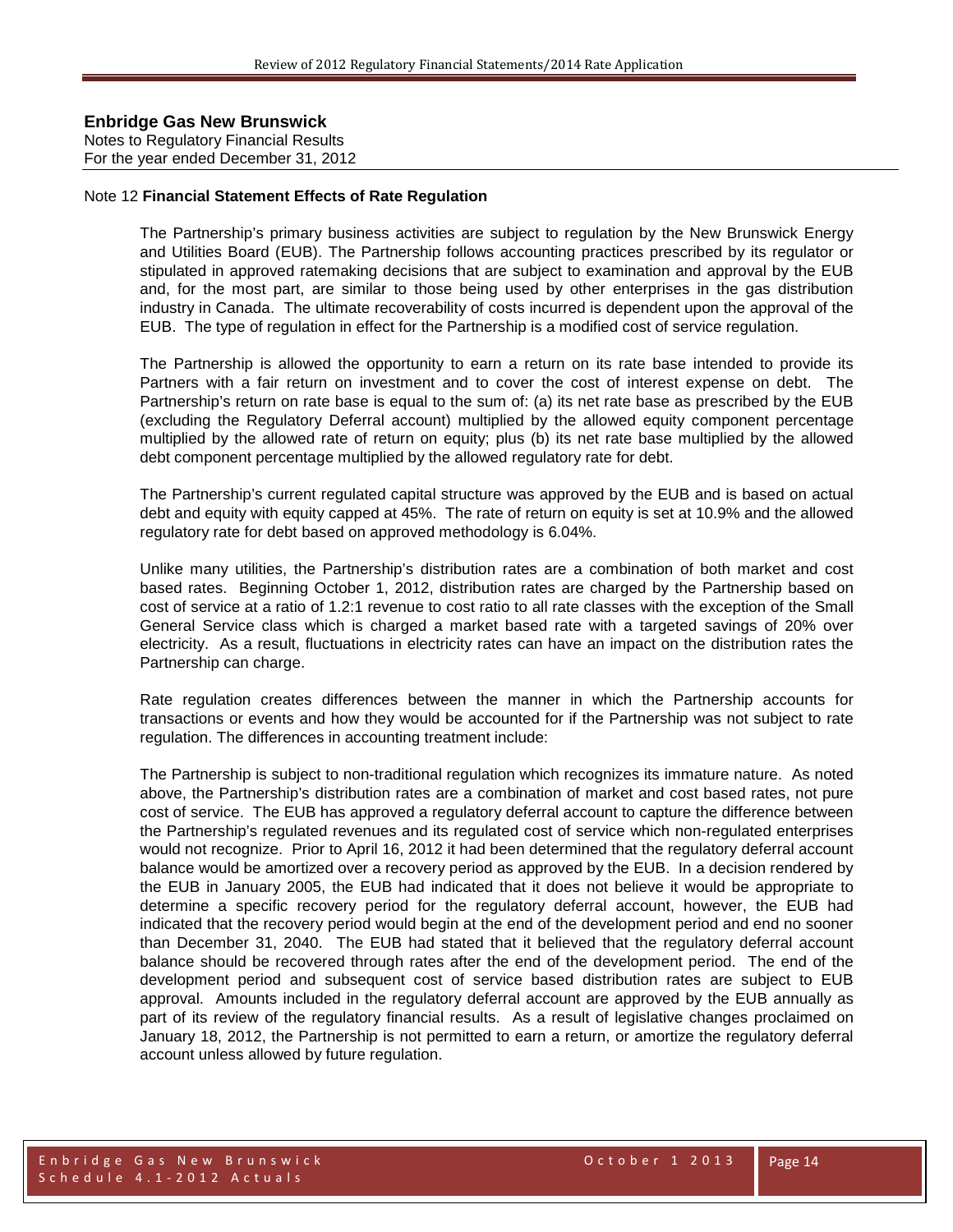**Enbridge Gas New Brunswick**
Notes to Regulatory Financial Results
For the year ended December 31, 2012

Note 12 **Financial Statement Effects of Rate Regulation**

The Partnership's primary business activities are subject to regulation by the New Brunswick Energy and Utilities Board (EUB). The Partnership follows accounting practices prescribed by its regulator or stipulated in approved ratemaking decisions that are subject to examination and approval by the EUB and, for the most part, are similar to those being used by other enterprises in the gas distribution industry in Canada. The ultimate recoverability of costs incurred is dependent upon the approval of the EUB. The type of regulation in effect for the Partnership is a modified cost of service regulation.

The Partnership is allowed the opportunity to earn a return on its rate base intended to provide its Partners with a fair return on investment and to cover the cost of interest expense on debt. The Partnership's return on rate base is equal to the sum of: (a) its net rate base as prescribed by the EUB (excluding the Regulatory Deferral account) multiplied by the allowed equity component percentage multiplied by the allowed rate of return on equity; plus (b) its net rate base multiplied by the allowed debt component percentage multiplied by the allowed regulatory rate for debt.

The Partnership's current regulated capital structure was approved by the EUB and is based on actual debt and equity with equity capped at 45%. The rate of return on equity is set at 10.9% and the allowed regulatory rate for debt based on approved methodology is 6.04%.

Unlike many utilities, the Partnership's distribution rates are a combination of both market and cost based rates. Beginning October 1, 2012, distribution rates are charged by the Partnership based on cost of service at a ratio of 1.2:1 revenue to cost ratio to all rate classes with the exception of the Small General Service class which is charged a market based rate with a targeted savings of 20% over electricity. As a result, fluctuations in electricity rates can have an impact on the distribution rates the Partnership can charge.

Rate regulation creates differences between the manner in which the Partnership accounts for transactions or events and how they would be accounted for if the Partnership was not subject to rate regulation. The differences in accounting treatment include:

The Partnership is subject to non-traditional regulation which recognizes its immature nature. As noted above, the Partnership's distribution rates are a combination of market and cost based rates, not pure cost of service. The EUB has approved a regulatory deferral account to capture the difference between the Partnership's regulated revenues and its regulated cost of service which non-regulated enterprises would not recognize. Prior to April 16, 2012 it had been determined that the regulatory deferral account balance would be amortized over a recovery period as approved by the EUB. In a decision rendered by the EUB in January 2005, the EUB had indicated that it does not believe it would be appropriate to determine a specific recovery period for the regulatory deferral account, however, the EUB had indicated that the recovery period would begin at the end of the development period and end no sooner than December 31, 2040. The EUB had stated that it believed that the regulatory deferral account balance should be recovered through rates after the end of the development period. The end of the development period and subsequent cost of service based distribution rates are subject to EUB approval. Amounts included in the regulatory deferral account are approved by the EUB annually as part of its review of the regulatory financial results. As a result of legislative changes proclaimed on January 18, 2012, the Partnership is not permitted to earn a return, or amortize the regulatory deferral account unless allowed by future regulation.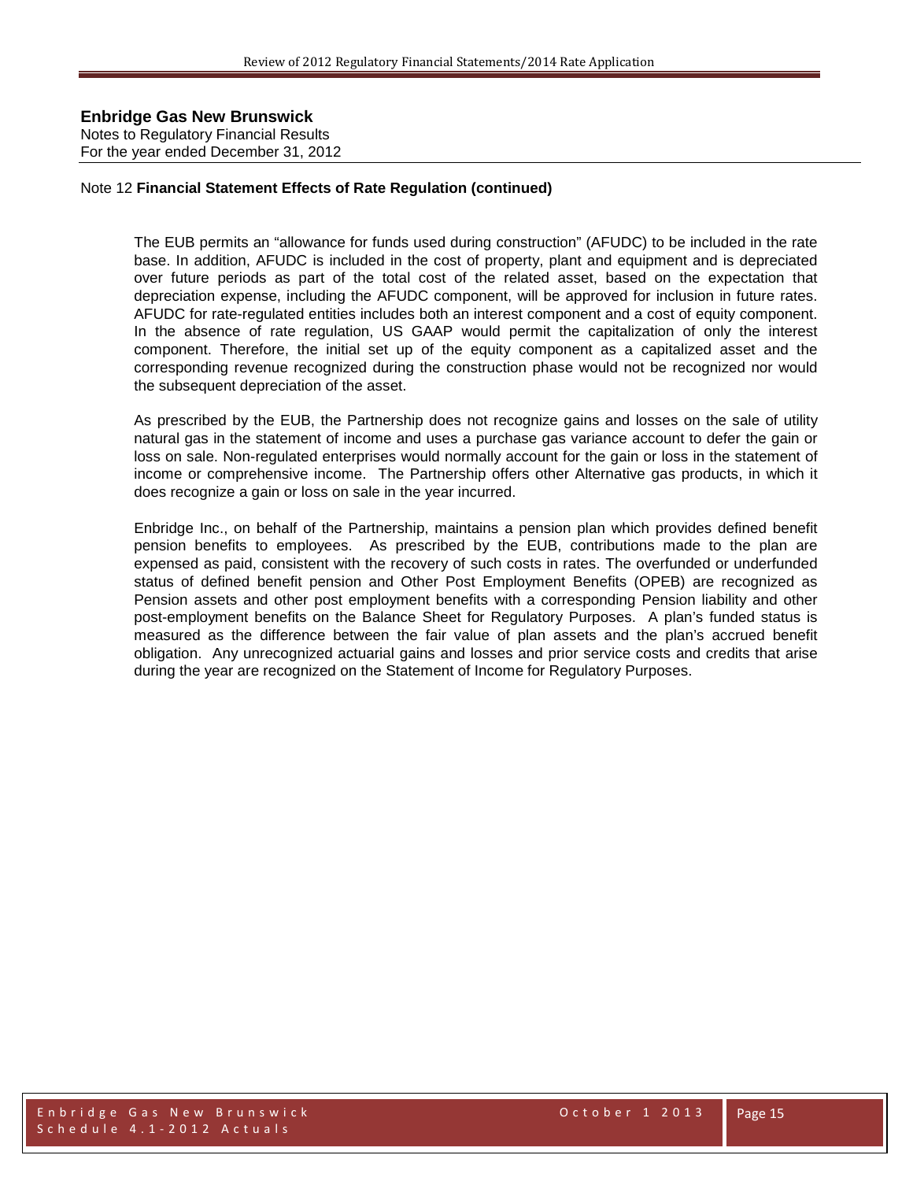**Enbridge Gas New Brunswick**
Notes to Regulatory Financial Results
For the year ended December 31, 2012

Note 12 **Financial Statement Effects of Rate Regulation (continued)**

The EUB permits an "allowance for funds used during construction" (AFUDC) to be included in the rate base. In addition, AFUDC is included in the cost of property, plant and equipment and is depreciated over future periods as part of the total cost of the related asset, based on the expectation that depreciation expense, including the AFUDC component, will be approved for inclusion in future rates. AFUDC for rate-regulated entities includes both an interest component and a cost of equity component. In the absence of rate regulation, US GAAP would permit the capitalization of only the interest component. Therefore, the initial set up of the equity component as a capitalized asset and the corresponding revenue recognized during the construction phase would not be recognized nor would the subsequent depreciation of the asset.

As prescribed by the EUB, the Partnership does not recognize gains and losses on the sale of utility natural gas in the statement of income and uses a purchase gas variance account to defer the gain or loss on sale. Non-regulated enterprises would normally account for the gain or loss in the statement of income or comprehensive income. The Partnership offers other Alternative gas products, in which it does recognize a gain or loss on sale in the year incurred.

Enbridge Inc., on behalf of the Partnership, maintains a pension plan which provides defined benefit pension benefits to employees. As prescribed by the EUB, contributions made to the plan are expensed as paid, consistent with the recovery of such costs in rates. The overfunded or underfunded status of defined benefit pension and Other Post Employment Benefits (OPEB) are recognized as Pension assets and other post employment benefits with a corresponding Pension liability and other post-employment benefits on the Balance Sheet for Regulatory Purposes. A plan's funded status is measured as the difference between the fair value of plan assets and the plan's accrued benefit obligation. Any unrecognized actuarial gains and losses and prior service costs and credits that arise during the year are recognized on the Statement of Income for Regulatory Purposes.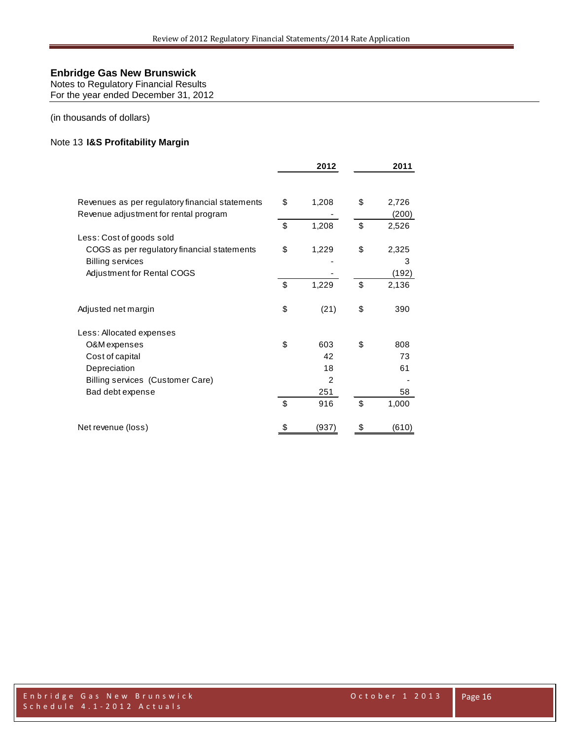# Enbridge Gas New Brunswick

Notes to Regulatory Financial Results
For the year ended December 31, 2012

(in thousands of dollars)

## Note 13 **I&S Profitability Margin**

| | 2012 | 2011 |
|---|---|---|
| Revenues as per regulatory financial statements | $ 1,208 | $ 2,726 |
| Revenue adjustment for rental program | - | (200) |
| | $ 1,208 | $ 2,526 |
| Less: Cost of goods sold | | |
| COGS as per regulatory financial statements | $ 1,229 | $ 2,325 |
| Billing services | - | 3 |
| Adjustment for Rental COGS | - | (192) |
| | $ 1,229 | $ 2,136 |
| Adjusted net margin | $ (21) | $ 390 |
| Less: Allocated expenses | | |
| O&M expenses | $ 603 | $ 808 |
| Cost of capital | 42 | 73 |
| Depreciation | 18 | 61 |
| Billing services (Customer Care) | 2 | - |
| Bad debt expense | 251 | 58 |
| | $ 916 | $ 1,000 |
| Net revenue (loss) | $ (937) | $ (610) |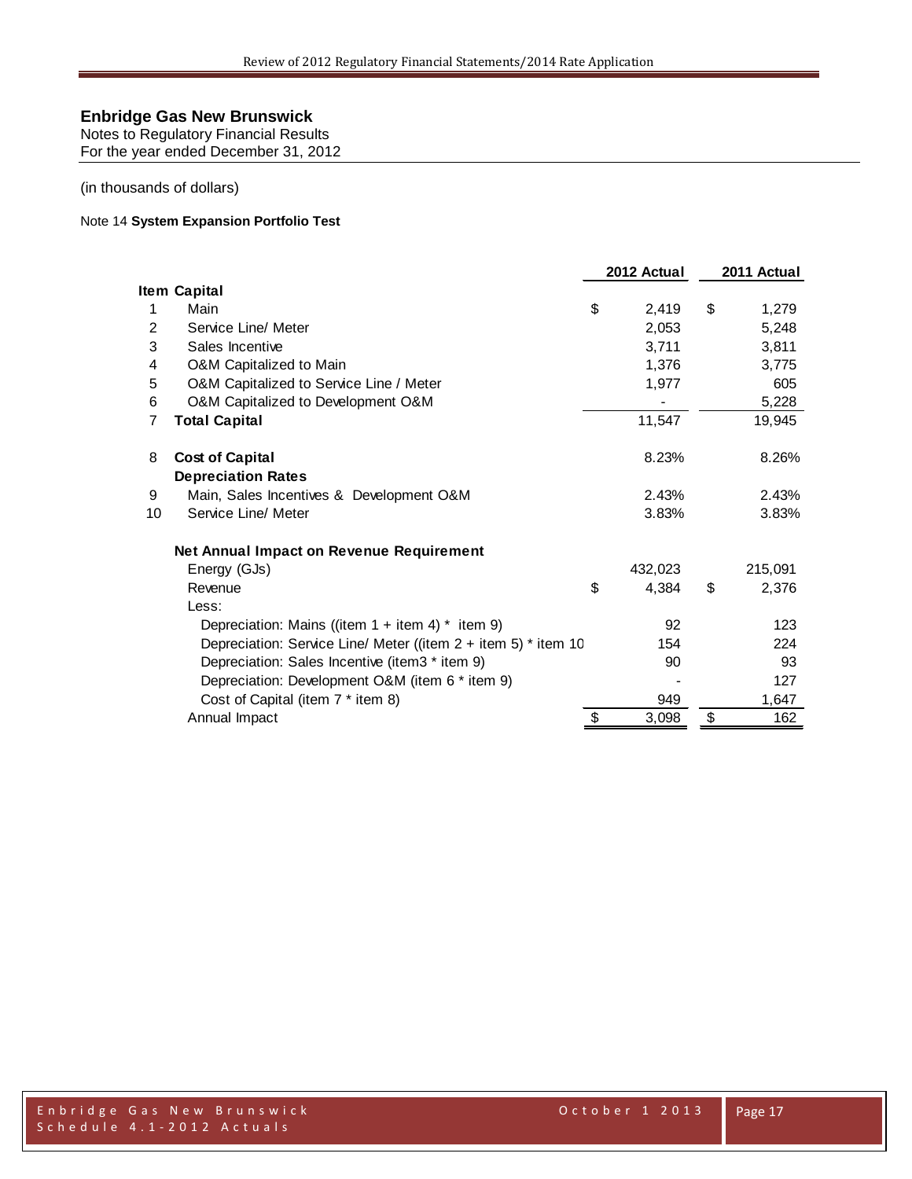**Enbridge Gas New Brunswick**
Notes to Regulatory Financial Results
For the year ended December 31, 2012

(in thousands of dollars)

Note 14 **System Expansion Portfolio Test**

| Item | | 2012 Actual | 2011 Actual |
|---|---|---|---|
| | **Capital** | | |
| 1 | Main | $ 2,419 | $ 1,279 |
| 2 | Service Line/ Meter | 2,053 | 5,248 |
| 3 | Sales Incentive | 3,711 | 3,811 |
| 4 | O&M Capitalized to Main | 1,376 | 3,775 |
| 5 | O&M Capitalized to Service Line / Meter | 1,977 | 605 |
| 6 | O&M Capitalized to Development O&M | - | 5,228 |
| 7 | **Total Capital** | 11,547 | 19,945 |
| | | | |
| 8 | **Cost of Capital** | 8.23% | 8.26% |
| | **Depreciation Rates** | | |
| 9 | Main, Sales Incentives & Development O&M | 2.43% | 2.43% |
| 10 | Service Line/ Meter | 3.83% | 3.83% |
| | | | |
| | **Net Annual Impact on Revenue Requirement** | | |
| | Energy (GJs) | 432,023 | 215,091 |
| | Revenue | $ 4,384 | $ 2,376 |
| | Less: | | |
| | Depreciation: Mains ((item 1 + item 4) * item 9) | 92 | 123 |
| | Depreciation: Service Line/ Meter ((item 2 + item 5) * item 10 | 154 | 224 |
| | Depreciation: Sales Incentive (item3 * item 9) | 90 | 93 |
| | Depreciation: Development O&M (item 6 * item 9) | - | 127 |
| | Cost of Capital (item 7 * item 8) | 949 | 1,647 |
| | Annual Impact | $ 3,098 | $ 162 |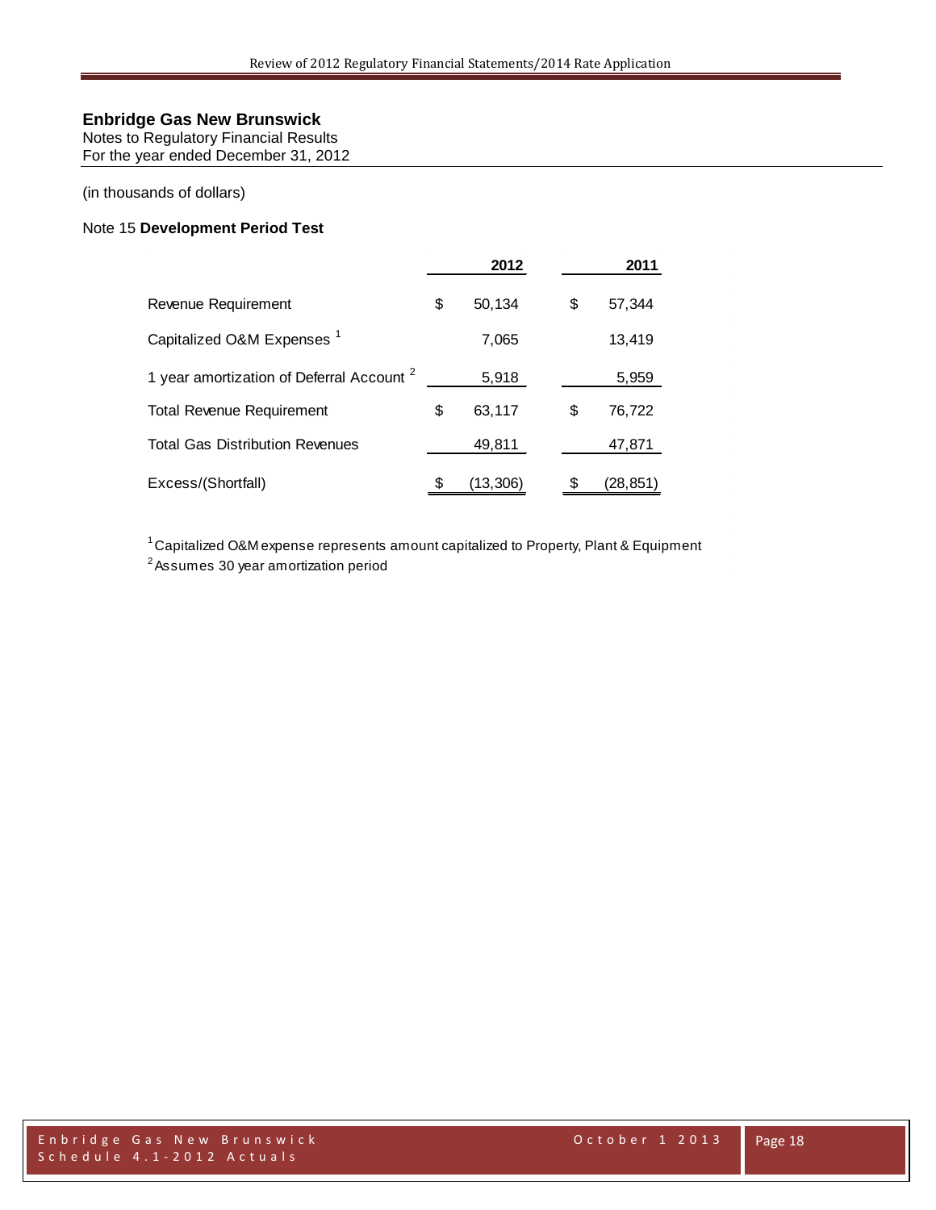**Enbridge Gas New Brunswick**
Notes to Regulatory Financial Results
For the year ended December 31, 2012

(in thousands of dollars)

Note 15 **Development Period Test**

| | 2012 | 2011 |
|---|---|---|
| Revenue Requirement | $ 50,134 | $ 57,344 |
| Capitalized O&M Expenses [1] | 7,065 | 13,419 |
| 1 year amortization of Deferral Account [2] | 5,918 | 5,959 |
| Total Revenue Requirement | $ 63,117 | $ 76,722 |
| Total Gas Distribution Revenues | 49,811 | 47,871 |
| Excess/(Shortfall) | $ (13,306) | $ (28,851) |

[1] Capitalized O&M expense represents amount capitalized to Property, Plant & Equipment
[2] Assumes 30 year amortization period